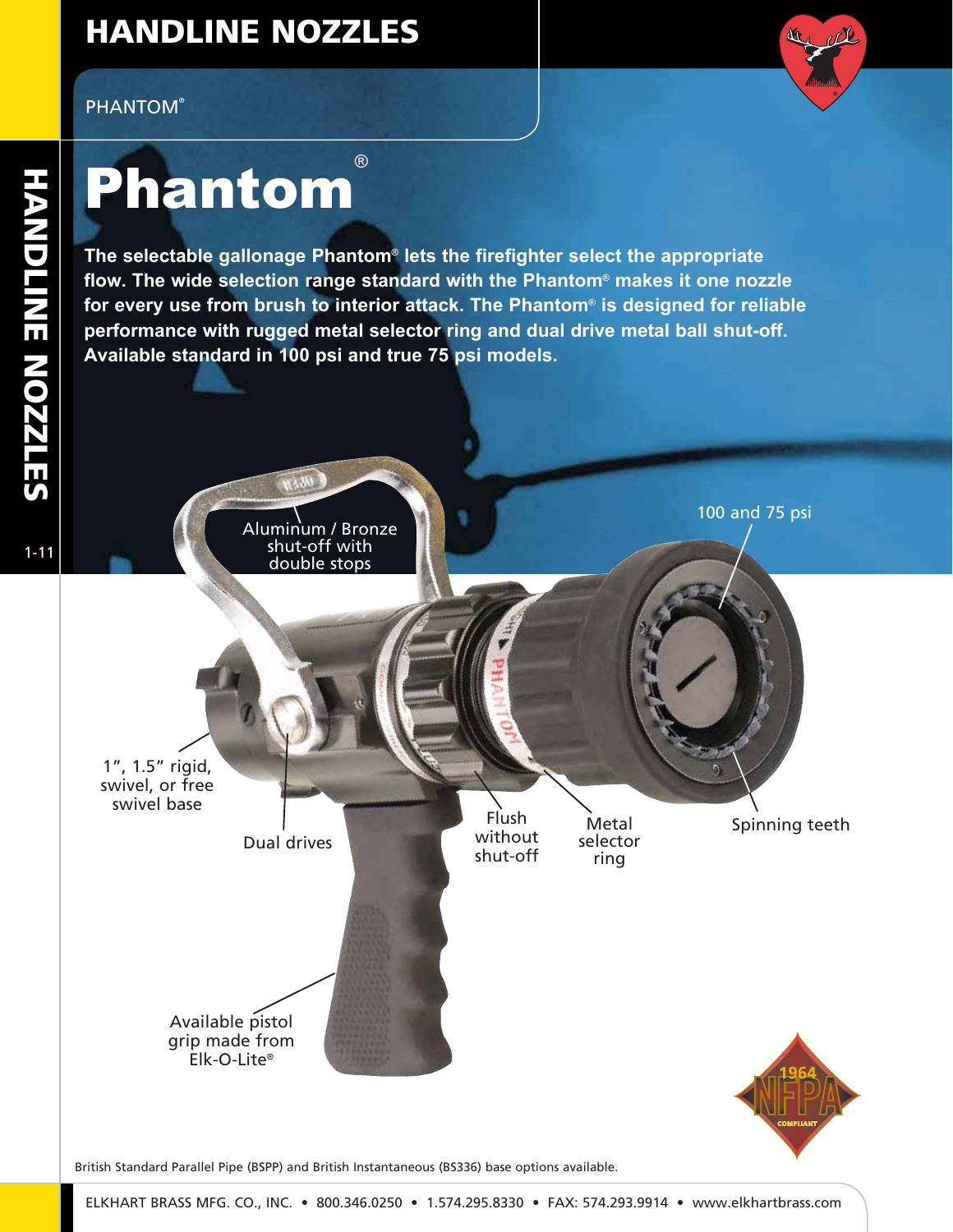# HANDLINE NOZZLES

PHANTOM®

# Phantom®

**The selectable gallonage Phantom® lets the firefighter select the appropriate flow. The wide selection range standard with the Phantom® makes it one nozzle for every use from brush to interior attack. The Phantom® is designed for reliable performance with rugged metal selector ring and dual drive metal ball shut-off. Available standard in 100 psi and true 75 psi models.**

Aluminum / Bronze shut-off with double stops

100 and 75 psi

1", 1.5" rigid, swivel, or free swivel base

Dual drives

Flush without shut-off

Metal selector ring

Spinning teeth

Available pistol grip made from Elk-O-Lite®

British Standard Parallel Pipe (BSPP) and British Instantaneous (BS336) base options available.

ELKHART BRASS MFG. CO., INC. • 800.346.0250 • 1.574.295.8330 • FAX: 574.293.9914 • www.elkhartbrass.com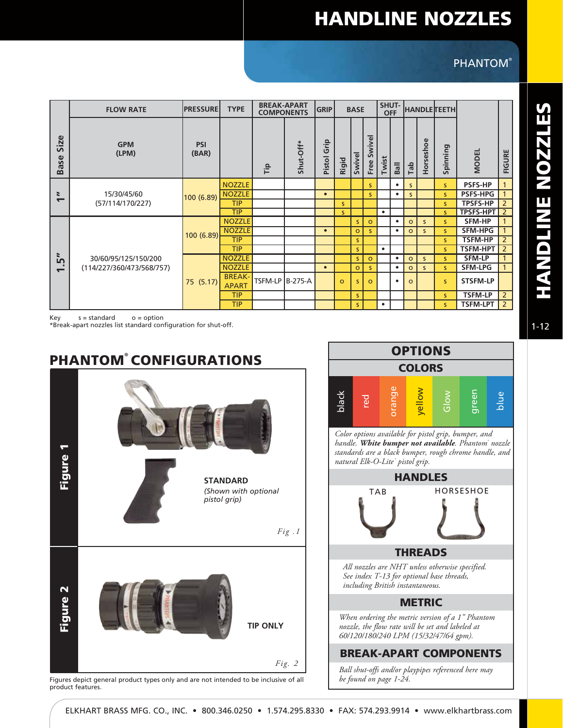# HANDLINE NOZZLES

PHANTOM®

| | FLOW RATE | PRESSURE | TYPE | BREAK-APART COMPONENTS | | GRIP | BASE | | | SHUT-OFF | | HANDLE | | TEETH | | |
|---|---|---|---|---|---|---|---|---|---|---|---|---|---|---|---|---|
| Base Size | GPM (LPM) | PSI (BAR) | | Tip | Shut-Off* | Pistol Grip | Rigid | Swivel | Free Swivel | Twist | Ball | Tab | Horseshoe | Spinning | MODEL | FIGURE |
| 1" | 15/30/45/60 (57/114/170/227) | 100 (6.89) | NOZZLE | | | | | | s | | • | s | | s | PSFS-HP | 1 |
| | | | NOZZLE | | | • | | | s | | • | s | | s | PSFS-HPG | 1 |
| | | | TIP | | | | s | | | | | | | s | TPSFS-HP | 2 |
| | | | TIP | | | | s | | | • | | | | s | TPSFS-HPT | 2 |
| 1.5" | 30/60/95/125/150/200 (114/227/360/473/568/757) | 100 (6.89) | NOZZLE | | | | | s | o | | • | o | s | s | SFM-HP | 1 |
| | | | NOZZLE | | | • | | o | s | | • | o | s | s | SFM-HPG | 1 |
| | | | TIP | | | | | s | | | | | | s | TSFM-HP | 2 |
| | | | TIP | | | | | s | | • | | | | s | TSFM-HPT | 2 |
| | | 75 (5.17) | NOZZLE | | | | | s | o | | • | o | s | s | SFM-LP | 1 |
| | | | NOZZLE | | | • | | o | s | | • | o | s | s | SFM-LPG | 1 |
| | | | BREAK-APART | TSFM-LP | B-275-A | | o | s | o | | • | o | | s | STSFM-LP | |
| | | | TIP | | | | | s | | | | | | s | TSFM-LP | 2 |
| | | | TIP | | | | | s | | • | | | | s | TSFM-LPT | 2 |

Key s = standard o = option
*Break-apart nozzles list standard configuration for shut-off.

## PHANTOM® CONFIGURATIONS

**Figure 1**

**STANDARD**
*(Shown with optional pistol grip)*

*Fig. 1*

**Figure 2**

**TIP ONLY**

*Fig. 2*

Figures depict general product types only and are not intended to be inclusive of all product features.

## OPTIONS

### COLORS

black | red | orange | yellow | Glow | green | blue

*Color options available for pistol grip, bumper, and handle.* ***White bumper not available.*** *Phantom® nozzle standards are a black bumper, rough chrome handle, and natural Elk-O-Lite® pistol grip.*

### HANDLES

TAB HORSESHOE

### THREADS

*All nozzles are NHT unless otherwise specified. See index T-13 for optional base threads, including British instantaneous.*

### METRIC

*When ordering the metric version of a 1" Phantom nozzle, the flow rate will be set and labeled at 60/120/180/240 LPM (15/32/47/64 gpm).*

### BREAK-APART COMPONENTS

*Ball shut-offs and/or playpipes referenced here may be found on page 1-24.*

ELKHART BRASS MFG. CO., INC. • 800.346.0250 • 1.574.295.8330 • FAX: 574.293.9914 • www.elkhartbrass.com